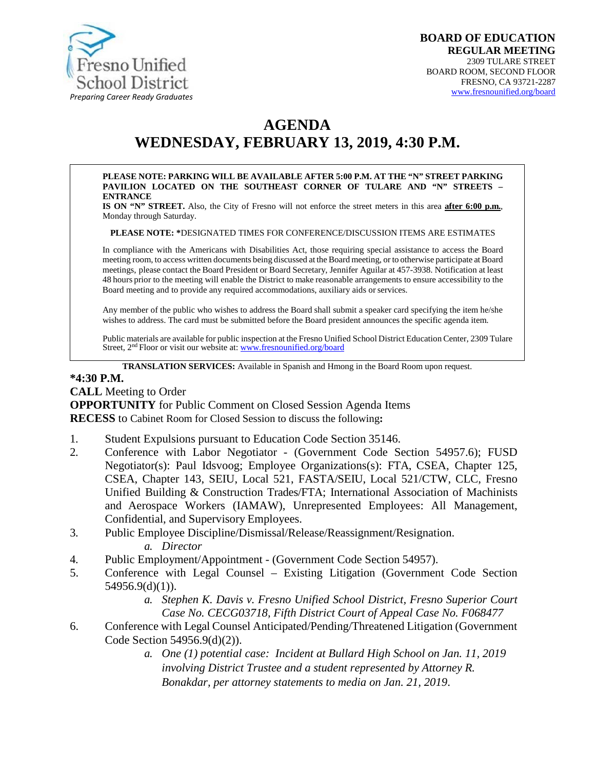Fresno Unified School District
*Preparing Career Ready Graduates*

**BOARD OF EDUCATION**
**REGULAR MEETING**
2309 TULARE STREET
BOARD ROOM, SECOND FLOOR
FRESNO, CA 93721-2287
www.fresnounified.org/board

# AGENDA
# WEDNESDAY, FEBRUARY 13, 2019, 4:30 P.M.

**PLEASE NOTE: PARKING WILL BE AVAILABLE AFTER 5:00 P.M. AT THE "N" STREET PARKING PAVILION LOCATED ON THE SOUTHEAST CORNER OF TULARE AND "N" STREETS – ENTRANCE IS ON "N" STREET.** Also, the City of Fresno will not enforce the street meters in this area **after 6:00 p.m.**, Monday through Saturday.

**PLEASE NOTE:** *DESIGNATED TIMES FOR CONFERENCE/DISCUSSION ITEMS ARE ESTIMATES

In compliance with the Americans with Disabilities Act, those requiring special assistance to access the Board meeting room, to access written documents being discussed at the Board meeting, or to otherwise participate at Board meetings, please contact the Board President or Board Secretary, Jennifer Aguilar at 457-3938. Notification at least 48 hours prior to the meeting will enable the District to make reasonable arrangements to ensure accessibility to the Board meeting and to provide any required accommodations, auxiliary aids or services.

Any member of the public who wishes to address the Board shall submit a speaker card specifying the item he/she wishes to address. The card must be submitted before the Board president announces the specific agenda item.

Public materials are available for public inspection at the Fresno Unified School District Education Center, 2309 Tulare Street, 2nd Floor or visit our website at: www.fresnounified.org/board

**TRANSLATION SERVICES:** Available in Spanish and Hmong in the Board Room upon request.

**\*4:30 P.M.**

**CALL** Meeting to Order
**OPPORTUNITY** for Public Comment on Closed Session Agenda Items
**RECESS** to Cabinet Room for Closed Session to discuss the following**:**

1. Student Expulsions pursuant to Education Code Section 35146.
2. Conference with Labor Negotiator - (Government Code Section 54957.6); FUSD Negotiator(s): Paul Idsvoog; Employee Organizations(s): FTA, CSEA, Chapter 125, CSEA, Chapter 143, SEIU, Local 521, FASTA/SEIU, Local 521/CTW, CLC, Fresno Unified Building & Construction Trades/FTA; International Association of Machinists and Aerospace Workers (IAMAW), Unrepresented Employees: All Management, Confidential, and Supervisory Employees.
3. Public Employee Discipline/Dismissal/Release/Reassignment/Resignation.
   a. *Director*
4. Public Employment/Appointment - (Government Code Section 54957).
5. Conference with Legal Counsel – Existing Litigation (Government Code Section 54956.9(d)(1)).
   a. *Stephen K. Davis v. Fresno Unified School District, Fresno Superior Court Case No. CECG03718, Fifth District Court of Appeal Case No. F068477*
6. Conference with Legal Counsel Anticipated/Pending/Threatened Litigation (Government Code Section 54956.9(d)(2)).
   a. *One (1) potential case: Incident at Bullard High School on Jan. 11, 2019 involving District Trustee and a student represented by Attorney R. Bonakdar, per attorney statements to media on Jan. 21, 2019*.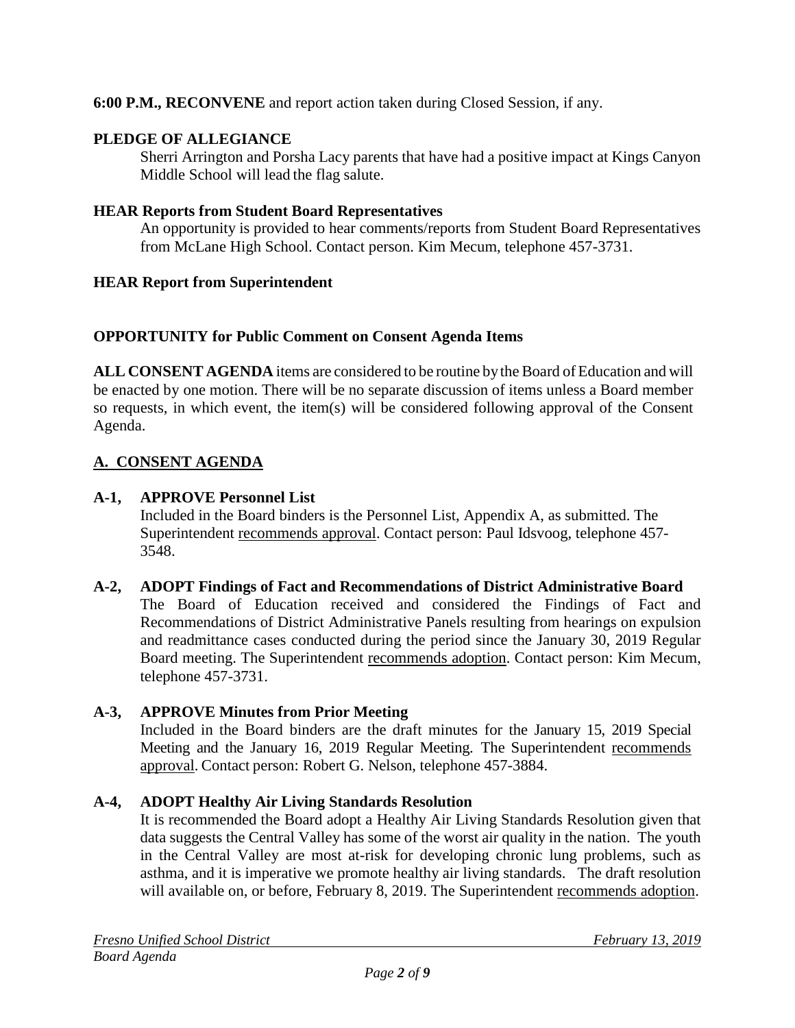**6:00 P.M., RECONVENE** and report action taken during Closed Session, if any.

**PLEDGE OF ALLEGIANCE**

Sherri Arrington and Porsha Lacy parents that have had a positive impact at Kings Canyon Middle School will lead the flag salute.

**HEAR Reports from Student Board Representatives**

An opportunity is provided to hear comments/reports from Student Board Representatives from McLane High School. Contact person. Kim Mecum, telephone 457-3731.

**HEAR Report from Superintendent**

**OPPORTUNITY for Public Comment on Consent Agenda Items**

**ALL CONSENT AGENDA** items are considered to be routine by the Board of Education and will be enacted by one motion. There will be no separate discussion of items unless a Board member so requests, in which event, the item(s) will be considered following approval of the Consent Agenda.

## A. CONSENT AGENDA

**A-1, APPROVE Personnel List**

Included in the Board binders is the Personnel List, Appendix A, as submitted. The Superintendent recommends approval. Contact person: Paul Idsvoog, telephone 457-3548.

**A-2, ADOPT Findings of Fact and Recommendations of District Administrative Board**

The Board of Education received and considered the Findings of Fact and Recommendations of District Administrative Panels resulting from hearings on expulsion and readmittance cases conducted during the period since the January 30, 2019 Regular Board meeting. The Superintendent recommends adoption. Contact person: Kim Mecum, telephone 457-3731.

**A-3, APPROVE Minutes from Prior Meeting**

Included in the Board binders are the draft minutes for the January 15, 2019 Special Meeting and the January 16, 2019 Regular Meeting. The Superintendent recommends approval. Contact person: Robert G. Nelson, telephone 457-3884.

**A-4, ADOPT Healthy Air Living Standards Resolution**

It is recommended the Board adopt a Healthy Air Living Standards Resolution given that data suggests the Central Valley has some of the worst air quality in the nation. The youth in the Central Valley are most at-risk for developing chronic lung problems, such as asthma, and it is imperative we promote healthy air living standards. The draft resolution will available on, or before, February 8, 2019. The Superintendent recommends adoption.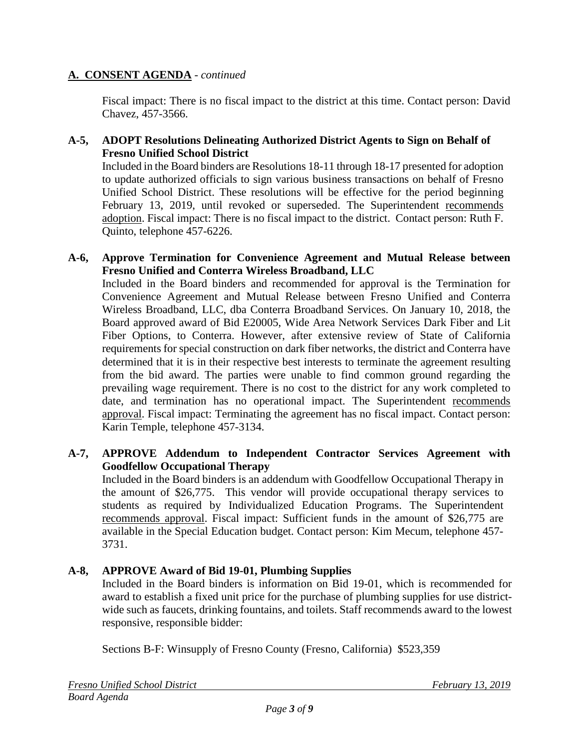## A. CONSENT AGENDA - *continued*

Fiscal impact: There is no fiscal impact to the district at this time. Contact person: David Chavez, 457-3566.

**A-5, ADOPT Resolutions Delineating Authorized District Agents to Sign on Behalf of Fresno Unified School District**

Included in the Board binders are Resolutions 18-11 through 18-17 presented for adoption to update authorized officials to sign various business transactions on behalf of Fresno Unified School District. These resolutions will be effective for the period beginning February 13, 2019, until revoked or superseded. The Superintendent recommends adoption. Fiscal impact: There is no fiscal impact to the district. Contact person: Ruth F. Quinto, telephone 457-6226.

**A-6, Approve Termination for Convenience Agreement and Mutual Release between Fresno Unified and Conterra Wireless Broadband, LLC**

Included in the Board binders and recommended for approval is the Termination for Convenience Agreement and Mutual Release between Fresno Unified and Conterra Wireless Broadband, LLC, dba Conterra Broadband Services. On January 10, 2018, the Board approved award of Bid E20005, Wide Area Network Services Dark Fiber and Lit Fiber Options, to Conterra. However, after extensive review of State of California requirements for special construction on dark fiber networks, the district and Conterra have determined that it is in their respective best interests to terminate the agreement resulting from the bid award. The parties were unable to find common ground regarding the prevailing wage requirement. There is no cost to the district for any work completed to date, and termination has no operational impact. The Superintendent recommends approval. Fiscal impact: Terminating the agreement has no fiscal impact. Contact person: Karin Temple, telephone 457-3134.

**A-7, APPROVE Addendum to Independent Contractor Services Agreement with Goodfellow Occupational Therapy**

Included in the Board binders is an addendum with Goodfellow Occupational Therapy in the amount of $26,775. This vendor will provide occupational therapy services to students as required by Individualized Education Programs. The Superintendent recommends approval. Fiscal impact: Sufficient funds in the amount of $26,775 are available in the Special Education budget. Contact person: Kim Mecum, telephone 457-3731.

**A-8, APPROVE Award of Bid 19-01, Plumbing Supplies**

Included in the Board binders is information on Bid 19-01, which is recommended for award to establish a fixed unit price for the purchase of plumbing supplies for use district-wide such as faucets, drinking fountains, and toilets. Staff recommends award to the lowest responsive, responsible bidder:

Sections B-F: Winsupply of Fresno County (Fresno, California) $523,359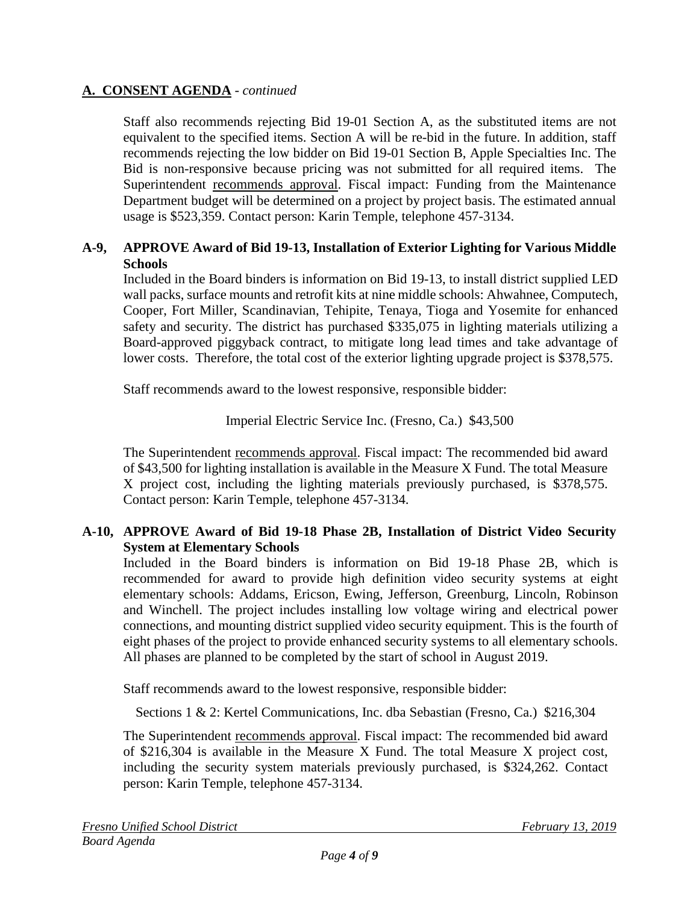## A. CONSENT AGENDA - *continued*

Staff also recommends rejecting Bid 19-01 Section A, as the substituted items are not equivalent to the specified items. Section A will be re-bid in the future. In addition, staff recommends rejecting the low bidder on Bid 19-01 Section B, Apple Specialties Inc. The Bid is non-responsive because pricing was not submitted for all required items. The Superintendent recommends approval. Fiscal impact: Funding from the Maintenance Department budget will be determined on a project by project basis. The estimated annual usage is $523,359. Contact person: Karin Temple, telephone 457-3134.

**A-9, APPROVE Award of Bid 19-13, Installation of Exterior Lighting for Various Middle Schools**

Included in the Board binders is information on Bid 19-13, to install district supplied LED wall packs, surface mounts and retrofit kits at nine middle schools: Ahwahnee, Computech, Cooper, Fort Miller, Scandinavian, Tehipite, Tenaya, Tioga and Yosemite for enhanced safety and security. The district has purchased $335,075 in lighting materials utilizing a Board-approved piggyback contract, to mitigate long lead times and take advantage of lower costs. Therefore, the total cost of the exterior lighting upgrade project is $378,575.

Staff recommends award to the lowest responsive, responsible bidder:

Imperial Electric Service Inc. (Fresno, Ca.) $43,500

The Superintendent recommends approval. Fiscal impact: The recommended bid award of $43,500 for lighting installation is available in the Measure X Fund. The total Measure X project cost, including the lighting materials previously purchased, is $378,575. Contact person: Karin Temple, telephone 457-3134.

**A-10, APPROVE Award of Bid 19-18 Phase 2B, Installation of District Video Security System at Elementary Schools**

Included in the Board binders is information on Bid 19-18 Phase 2B, which is recommended for award to provide high definition video security systems at eight elementary schools: Addams, Ericson, Ewing, Jefferson, Greenburg, Lincoln, Robinson and Winchell. The project includes installing low voltage wiring and electrical power connections, and mounting district supplied video security equipment. This is the fourth of eight phases of the project to provide enhanced security systems to all elementary schools. All phases are planned to be completed by the start of school in August 2019.

Staff recommends award to the lowest responsive, responsible bidder:

Sections 1 & 2: Kertel Communications, Inc. dba Sebastian (Fresno, Ca.) $216,304

The Superintendent recommends approval. Fiscal impact: The recommended bid award of $216,304 is available in the Measure X Fund. The total Measure X project cost, including the security system materials previously purchased, is $324,262. Contact person: Karin Temple, telephone 457-3134.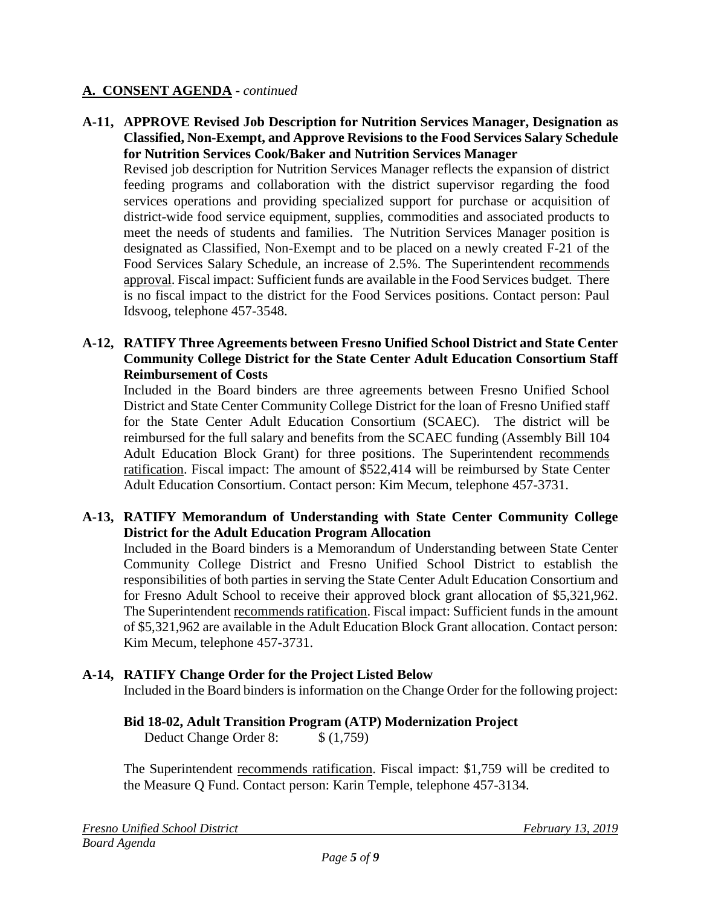## A. CONSENT AGENDA - *continued*

**A-11, APPROVE Revised Job Description for Nutrition Services Manager, Designation as Classified, Non-Exempt, and Approve Revisions to the Food Services Salary Schedule for Nutrition Services Cook/Baker and Nutrition Services Manager**

Revised job description for Nutrition Services Manager reflects the expansion of district feeding programs and collaboration with the district supervisor regarding the food services operations and providing specialized support for purchase or acquisition of district-wide food service equipment, supplies, commodities and associated products to meet the needs of students and families. The Nutrition Services Manager position is designated as Classified, Non-Exempt and to be placed on a newly created F-21 of the Food Services Salary Schedule, an increase of 2.5%. The Superintendent recommends approval. Fiscal impact: Sufficient funds are available in the Food Services budget. There is no fiscal impact to the district for the Food Services positions. Contact person: Paul Idsvoog, telephone 457-3548.

**A-12, RATIFY Three Agreements between Fresno Unified School District and State Center Community College District for the State Center Adult Education Consortium Staff Reimbursement of Costs**

Included in the Board binders are three agreements between Fresno Unified School District and State Center Community College District for the loan of Fresno Unified staff for the State Center Adult Education Consortium (SCAEC). The district will be reimbursed for the full salary and benefits from the SCAEC funding (Assembly Bill 104 Adult Education Block Grant) for three positions. The Superintendent recommends ratification. Fiscal impact: The amount of $522,414 will be reimbursed by State Center Adult Education Consortium. Contact person: Kim Mecum, telephone 457-3731.

**A-13, RATIFY Memorandum of Understanding with State Center Community College District for the Adult Education Program Allocation**

Included in the Board binders is a Memorandum of Understanding between State Center Community College District and Fresno Unified School District to establish the responsibilities of both parties in serving the State Center Adult Education Consortium and for Fresno Adult School to receive their approved block grant allocation of $5,321,962. The Superintendent recommends ratification. Fiscal impact: Sufficient funds in the amount of $5,321,962 are available in the Adult Education Block Grant allocation. Contact person: Kim Mecum, telephone 457-3731.

**A-14, RATIFY Change Order for the Project Listed Below**

Included in the Board binders is information on the Change Order for the following project:

**Bid 18-02, Adult Transition Program (ATP) Modernization Project**

Deduct Change Order 8: $ (1,759)

The Superintendent recommends ratification. Fiscal impact: $1,759 will be credited to the Measure Q Fund. Contact person: Karin Temple, telephone 457-3134.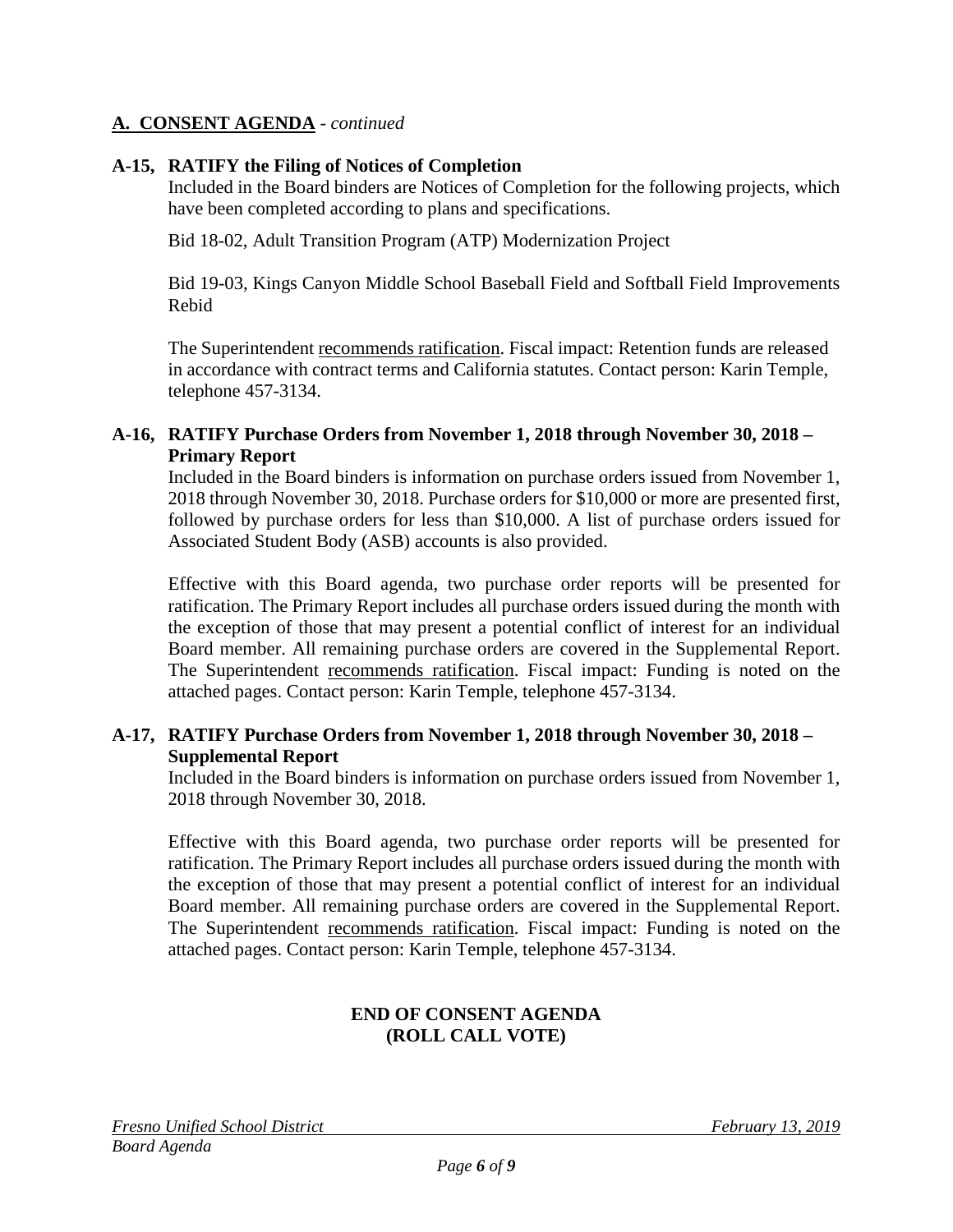## A. CONSENT AGENDA - *continued*

**A-15, RATIFY the Filing of Notices of Completion**

Included in the Board binders are Notices of Completion for the following projects, which have been completed according to plans and specifications.

Bid 18-02, Adult Transition Program (ATP) Modernization Project

Bid 19-03, Kings Canyon Middle School Baseball Field and Softball Field Improvements Rebid

The Superintendent recommends ratification. Fiscal impact: Retention funds are released in accordance with contract terms and California statutes. Contact person: Karin Temple, telephone 457-3134.

**A-16, RATIFY Purchase Orders from November 1, 2018 through November 30, 2018 – Primary Report**

Included in the Board binders is information on purchase orders issued from November 1, 2018 through November 30, 2018. Purchase orders for $10,000 or more are presented first, followed by purchase orders for less than $10,000. A list of purchase orders issued for Associated Student Body (ASB) accounts is also provided.

Effective with this Board agenda, two purchase order reports will be presented for ratification. The Primary Report includes all purchase orders issued during the month with the exception of those that may present a potential conflict of interest for an individual Board member. All remaining purchase orders are covered in the Supplemental Report. The Superintendent recommends ratification. Fiscal impact: Funding is noted on the attached pages. Contact person: Karin Temple, telephone 457-3134.

**A-17, RATIFY Purchase Orders from November 1, 2018 through November 30, 2018 – Supplemental Report**

Included in the Board binders is information on purchase orders issued from November 1, 2018 through November 30, 2018.

Effective with this Board agenda, two purchase order reports will be presented for ratification. The Primary Report includes all purchase orders issued during the month with the exception of those that may present a potential conflict of interest for an individual Board member. All remaining purchase orders are covered in the Supplemental Report. The Superintendent recommends ratification. Fiscal impact: Funding is noted on the attached pages. Contact person: Karin Temple, telephone 457-3134.

**END OF CONSENT AGENDA**
**(ROLL CALL VOTE)**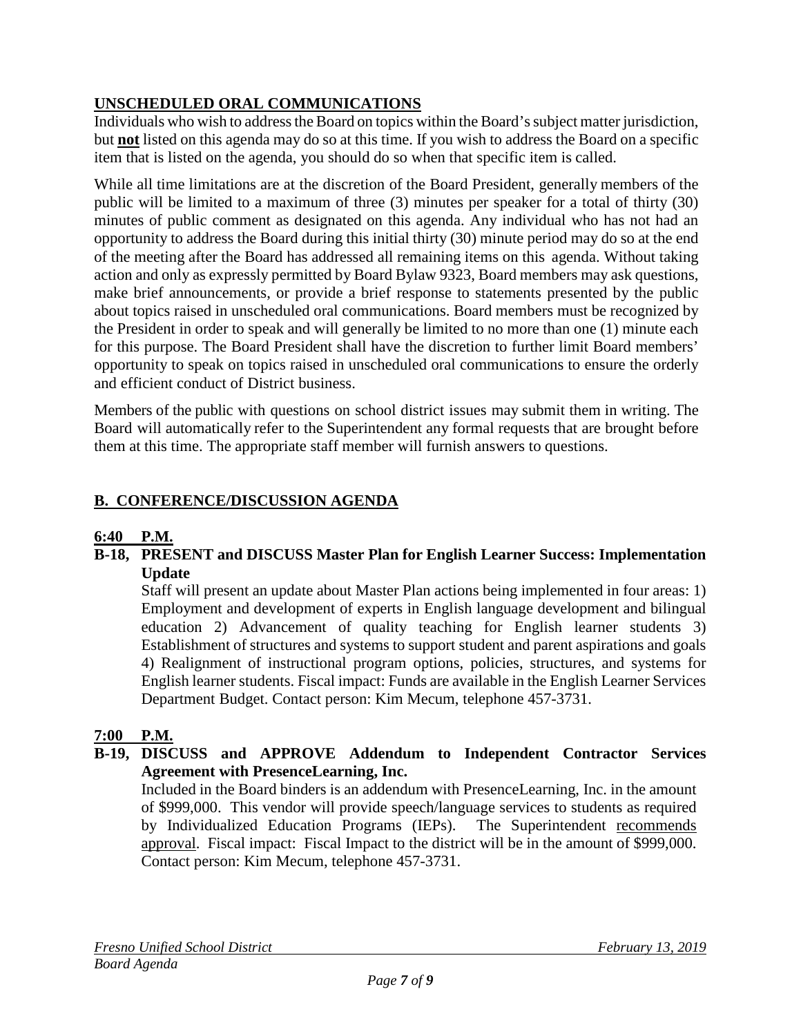## **UNSCHEDULED ORAL COMMUNICATIONS**

Individuals who wish to address the Board on topics within the Board's subject matter jurisdiction, but **not** listed on this agenda may do so at this time. If you wish to address the Board on a specific item that is listed on the agenda, you should do so when that specific item is called.

While all time limitations are at the discretion of the Board President, generally members of the public will be limited to a maximum of three (3) minutes per speaker for a total of thirty (30) minutes of public comment as designated on this agenda. Any individual who has not had an opportunity to address the Board during this initial thirty (30) minute period may do so at the end of the meeting after the Board has addressed all remaining items on this agenda. Without taking action and only as expressly permitted by Board Bylaw 9323, Board members may ask questions, make brief announcements, or provide a brief response to statements presented by the public about topics raised in unscheduled oral communications. Board members must be recognized by the President in order to speak and will generally be limited to no more than one (1) minute each for this purpose. The Board President shall have the discretion to further limit Board members' opportunity to speak on topics raised in unscheduled oral communications to ensure the orderly and efficient conduct of District business.

Members of the public with questions on school district issues may submit them in writing. The Board will automatically refer to the Superintendent any formal requests that are brought before them at this time. The appropriate staff member will furnish answers to questions.

## **B. CONFERENCE/DISCUSSION AGENDA**

**6:40 P.M.**

**B-18, PRESENT and DISCUSS Master Plan for English Learner Success: Implementation Update**

Staff will present an update about Master Plan actions being implemented in four areas: 1) Employment and development of experts in English language development and bilingual education 2) Advancement of quality teaching for English learner students 3) Establishment of structures and systems to support student and parent aspirations and goals 4) Realignment of instructional program options, policies, structures, and systems for English learner students. Fiscal impact: Funds are available in the English Learner Services Department Budget. Contact person: Kim Mecum, telephone 457-3731.

**7:00 P.M.**

**B-19, DISCUSS and APPROVE Addendum to Independent Contractor Services Agreement with PresenceLearning, Inc.**

Included in the Board binders is an addendum with PresenceLearning, Inc. in the amount of $999,000. This vendor will provide speech/language services to students as required by Individualized Education Programs (IEPs). The Superintendent recommends approval. Fiscal impact: Fiscal Impact to the district will be in the amount of $999,000. Contact person: Kim Mecum, telephone 457-3731.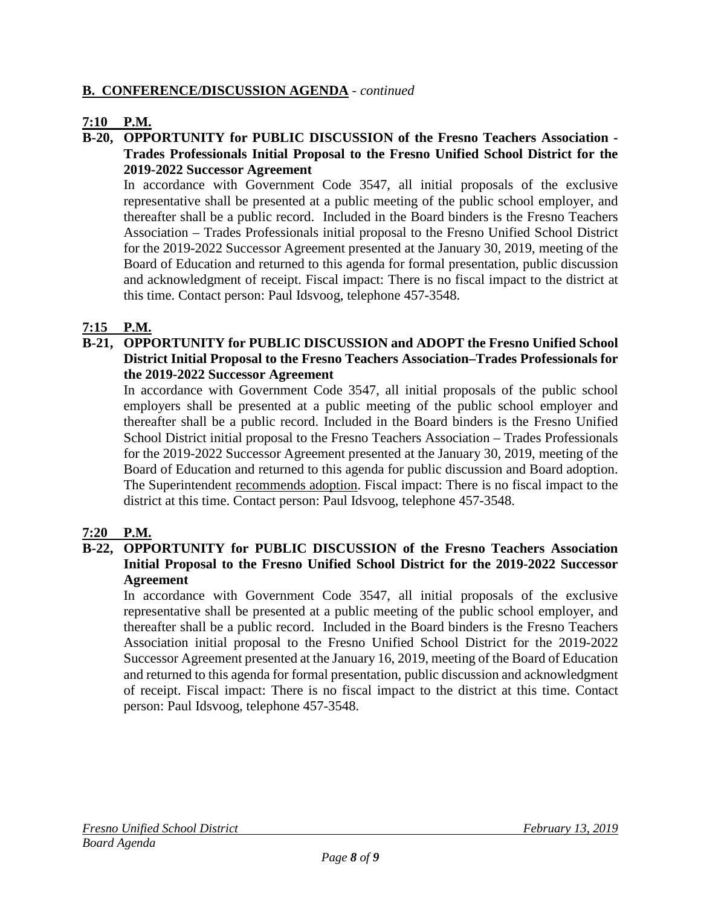## B. CONFERENCE/DISCUSSION AGENDA - *continued*

**7:10 P.M.**

**B-20, OPPORTUNITY for PUBLIC DISCUSSION of the Fresno Teachers Association - Trades Professionals Initial Proposal to the Fresno Unified School District for the 2019-2022 Successor Agreement**

In accordance with Government Code 3547, all initial proposals of the exclusive representative shall be presented at a public meeting of the public school employer, and thereafter shall be a public record. Included in the Board binders is the Fresno Teachers Association – Trades Professionals initial proposal to the Fresno Unified School District for the 2019-2022 Successor Agreement presented at the January 30, 2019, meeting of the Board of Education and returned to this agenda for formal presentation, public discussion and acknowledgment of receipt. Fiscal impact: There is no fiscal impact to the district at this time. Contact person: Paul Idsvoog, telephone 457-3548.

**7:15 P.M.**

**B-21, OPPORTUNITY for PUBLIC DISCUSSION and ADOPT the Fresno Unified School District Initial Proposal to the Fresno Teachers Association–Trades Professionals for the 2019-2022 Successor Agreement**

In accordance with Government Code 3547, all initial proposals of the public school employers shall be presented at a public meeting of the public school employer and thereafter shall be a public record. Included in the Board binders is the Fresno Unified School District initial proposal to the Fresno Teachers Association – Trades Professionals for the 2019-2022 Successor Agreement presented at the January 30, 2019, meeting of the Board of Education and returned to this agenda for public discussion and Board adoption. The Superintendent recommends adoption. Fiscal impact: There is no fiscal impact to the district at this time. Contact person: Paul Idsvoog, telephone 457-3548.

**7:20 P.M.**

**B-22, OPPORTUNITY for PUBLIC DISCUSSION of the Fresno Teachers Association Initial Proposal to the Fresno Unified School District for the 2019-2022 Successor Agreement**

In accordance with Government Code 3547, all initial proposals of the exclusive representative shall be presented at a public meeting of the public school employer, and thereafter shall be a public record. Included in the Board binders is the Fresno Teachers Association initial proposal to the Fresno Unified School District for the 2019-2022 Successor Agreement presented at the January 16, 2019, meeting of the Board of Education and returned to this agenda for formal presentation, public discussion and acknowledgment of receipt. Fiscal impact: There is no fiscal impact to the district at this time. Contact person: Paul Idsvoog, telephone 457-3548.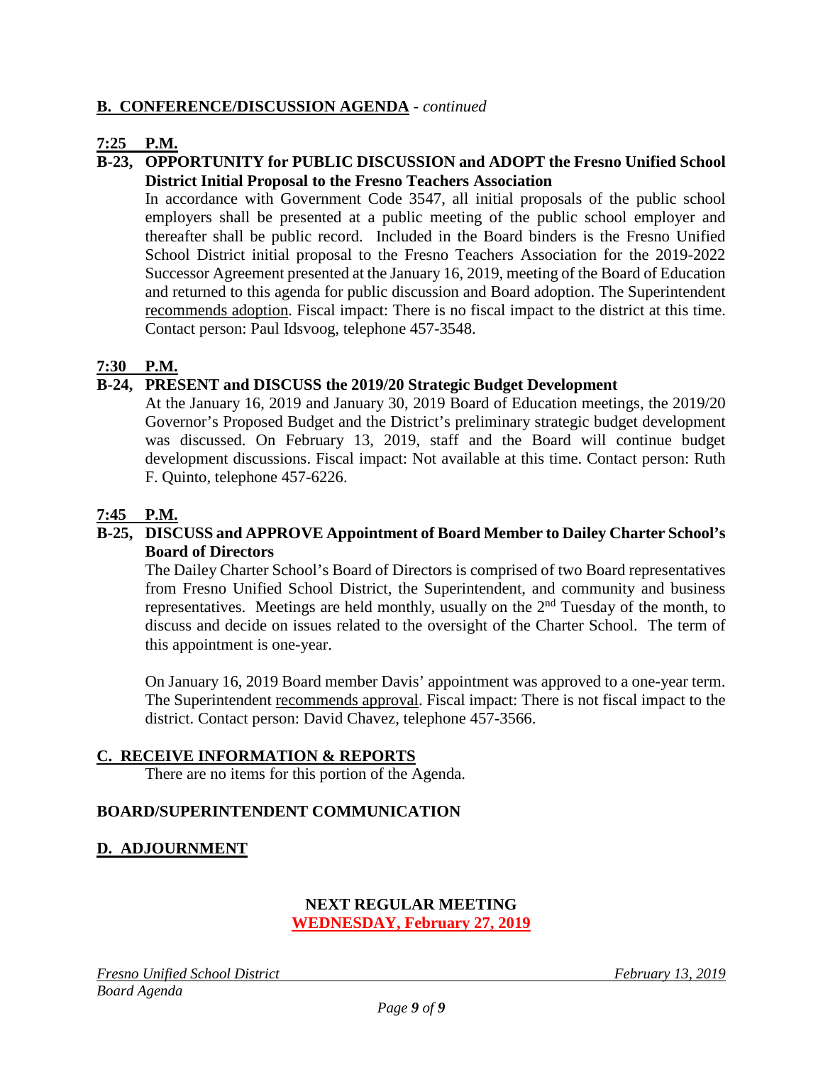## B. CONFERENCE/DISCUSSION AGENDA - *continued*

**7:25 P.M.**

**B-23, OPPORTUNITY for PUBLIC DISCUSSION and ADOPT the Fresno Unified School District Initial Proposal to the Fresno Teachers Association**

In accordance with Government Code 3547, all initial proposals of the public school employers shall be presented at a public meeting of the public school employer and thereafter shall be public record. Included in the Board binders is the Fresno Unified School District initial proposal to the Fresno Teachers Association for the 2019-2022 Successor Agreement presented at the January 16, 2019, meeting of the Board of Education and returned to this agenda for public discussion and Board adoption. The Superintendent recommends adoption. Fiscal impact: There is no fiscal impact to the district at this time. Contact person: Paul Idsvoog, telephone 457-3548.

**7:30 P.M.**

**B-24, PRESENT and DISCUSS the 2019/20 Strategic Budget Development**

At the January 16, 2019 and January 30, 2019 Board of Education meetings, the 2019/20 Governor's Proposed Budget and the District's preliminary strategic budget development was discussed. On February 13, 2019, staff and the Board will continue budget development discussions. Fiscal impact: Not available at this time. Contact person: Ruth F. Quinto, telephone 457-6226.

**7:45 P.M.**

**B-25, DISCUSS and APPROVE Appointment of Board Member to Dailey Charter School's Board of Directors**

The Dailey Charter School's Board of Directors is comprised of two Board representatives from Fresno Unified School District, the Superintendent, and community and business representatives. Meetings are held monthly, usually on the 2nd Tuesday of the month, to discuss and decide on issues related to the oversight of the Charter School. The term of this appointment is one-year.

On January 16, 2019 Board member Davis' appointment was approved to a one-year term. The Superintendent recommends approval. Fiscal impact: There is not fiscal impact to the district. Contact person: David Chavez, telephone 457-3566.

## C. RECEIVE INFORMATION & REPORTS

There are no items for this portion of the Agenda.

## BOARD/SUPERINTENDENT COMMUNICATION

## D. ADJOURNMENT

**NEXT REGULAR MEETING**
**WEDNESDAY, February 27, 2019**